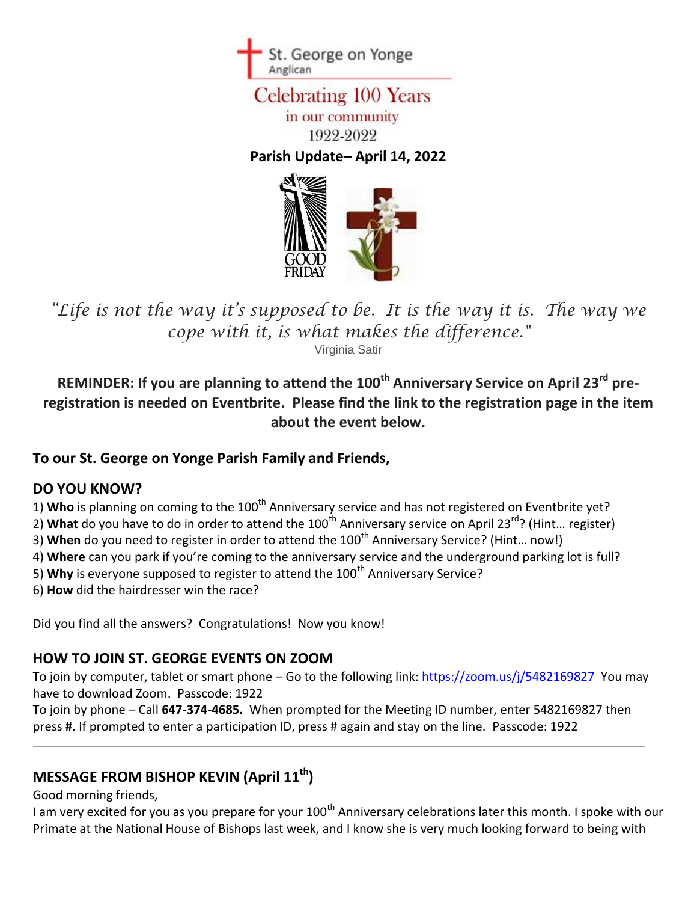St. George on Yonge
Anglican

# Celebrating 100 Years

in our community
1922-2022

**Parish Update– April 14, 2022**

GOOD FRIDAY

*"Life is not the way it's supposed to be. It is the way it is. The way we cope with it, is what makes the difference."*
Virginia Satir

**REMINDER: If you are planning to attend the 100th Anniversary Service on April 23rd pre-registration is needed on Eventbrite. Please find the link to the registration page in the item about the event below.**

**To our St. George on Yonge Parish Family and Friends,**

## DO YOU KNOW?

1) **Who** is planning on coming to the 100th Anniversary service and has not registered on Eventbrite yet?
2) **What** do you have to do in order to attend the 100th Anniversary service on April 23rd? (Hint… register)
3) **When** do you need to register in order to attend the 100th Anniversary Service? (Hint… now!)
4) **Where** can you park if you're coming to the anniversary service and the underground parking lot is full?
5) **Why** is everyone supposed to register to attend the 100th Anniversary Service?
6) **How** did the hairdresser win the race?

Did you find all the answers? Congratulations! Now you know!

## HOW TO JOIN ST. GEORGE EVENTS ON ZOOM

To join by computer, tablet or smart phone – Go to the following link: https://zoom.us/j/5482169827 You may have to download Zoom. Passcode: 1922

To join by phone – Call **647-374-4685.** When prompted for the Meeting ID number, enter 5482169827 then press **#**. If prompted to enter a participation ID, press # again and stay on the line. Passcode: 1922

---

## MESSAGE FROM BISHOP KEVIN (April 11th)

Good morning friends,

I am very excited for you as you prepare for your 100th Anniversary celebrations later this month. I spoke with our Primate at the National House of Bishops last week, and I know she is very much looking forward to being with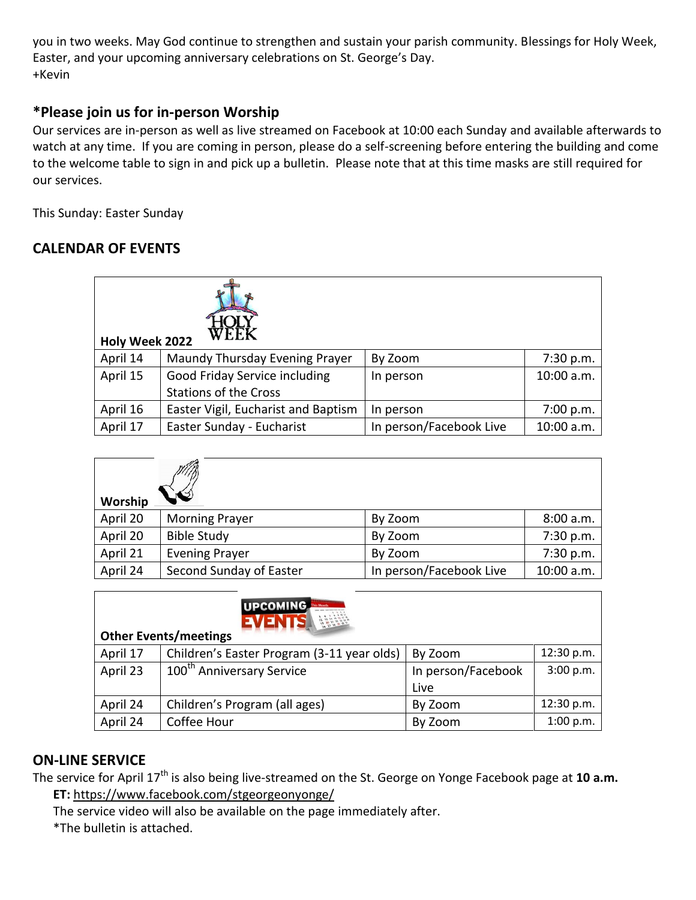you in two weeks. May God continue to strengthen and sustain your parish community. Blessings for Holy Week, Easter, and your upcoming anniversary celebrations on St. George's Day.
+Kevin

## *Please join us for in-person Worship

Our services are in-person as well as live streamed on Facebook at 10:00 each Sunday and available afterwards to watch at any time. If you are coming in person, please do a self-screening before entering the building and come to the welcome table to sign in and pick up a bulletin. Please note that at this time masks are still required for our services.

This Sunday: Easter Sunday

## CALENDAR OF EVENTS

| **Holy Week 2022** | | | |
|---|---|---|---|
| April 14 | Maundy Thursday Evening Prayer | By Zoom | 7:30 p.m. |
| April 15 | Good Friday Service including Stations of the Cross | In person | 10:00 a.m. |
| April 16 | Easter Vigil, Eucharist and Baptism | In person | 7:00 p.m. |
| April 17 | Easter Sunday - Eucharist | In person/Facebook Live | 10:00 a.m. |

| **Worship** | | | |
|---|---|---|---|
| April 20 | Morning Prayer | By Zoom | 8:00 a.m. |
| April 20 | Bible Study | By Zoom | 7:30 p.m. |
| April 21 | Evening Prayer | By Zoom | 7:30 p.m. |
| April 24 | Second Sunday of Easter | In person/Facebook Live | 10:00 a.m. |

| **Other Events/meetings** | | | |
|---|---|---|---|
| April 17 | Children's Easter Program (3-11 year olds) | By Zoom | 12:30 p.m. |
| April 23 | 100th Anniversary Service | In person/Facebook Live | 3:00 p.m. |
| April 24 | Children's Program (all ages) | By Zoom | 12:30 p.m. |
| April 24 | Coffee Hour | By Zoom | 1:00 p.m. |

## ON-LINE SERVICE

The service for April 17th is also being live-streamed on the St. George on Yonge Facebook page at **10 a.m. ET:** https://www.facebook.com/stgeorgeonyonge/

The service video will also be available on the page immediately after.

*The bulletin is attached.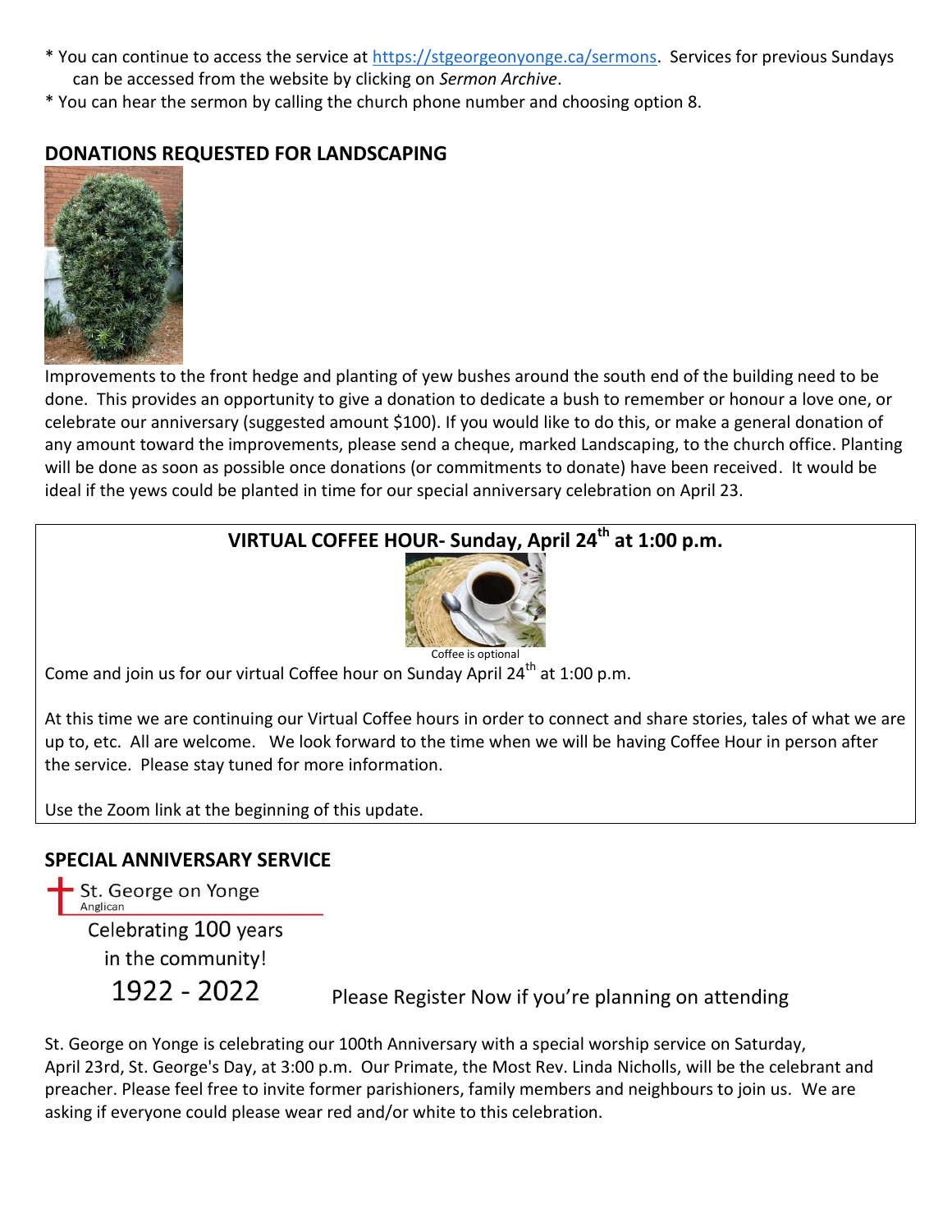* You can continue to access the service at https://stgeorgeonyonge.ca/sermons. Services for previous Sundays can be accessed from the website by clicking on *Sermon Archive*.
* You can hear the sermon by calling the church phone number and choosing option 8.

## DONATIONS REQUESTED FOR LANDSCAPING

Improvements to the front hedge and planting of yew bushes around the south end of the building need to be done. This provides an opportunity to give a donation to dedicate a bush to remember or honour a love one, or celebrate our anniversary (suggested amount $100). If you would like to do this, or make a general donation of any amount toward the improvements, please send a cheque, marked Landscaping, to the church office. Planting will be done as soon as possible once donations (or commitments to donate) have been received. It would be ideal if the yews could be planted in time for our special anniversary celebration on April 23.

## VIRTUAL COFFEE HOUR- Sunday, April 24th at 1:00 p.m.

Coffee is optional

Come and join us for our virtual Coffee hour on Sunday April 24th at 1:00 p.m.

At this time we are continuing our Virtual Coffee hours in order to connect and share stories, tales of what we are up to, etc. All are welcome. We look forward to the time when we will be having Coffee Hour in person after the service. Please stay tuned for more information.

Use the Zoom link at the beginning of this update.

## SPECIAL ANNIVERSARY SERVICE

St. George on Yonge
Anglican

Celebrating 100 years
in the community!
1922 - 2022

Please Register Now if you're planning on attending

St. George on Yonge is celebrating our 100th Anniversary with a special worship service on Saturday, April 23rd, St. George's Day, at 3:00 p.m. Our Primate, the Most Rev. Linda Nicholls, will be the celebrant and preacher. Please feel free to invite former parishioners, family members and neighbours to join us. We are asking if everyone could please wear red and/or white to this celebration.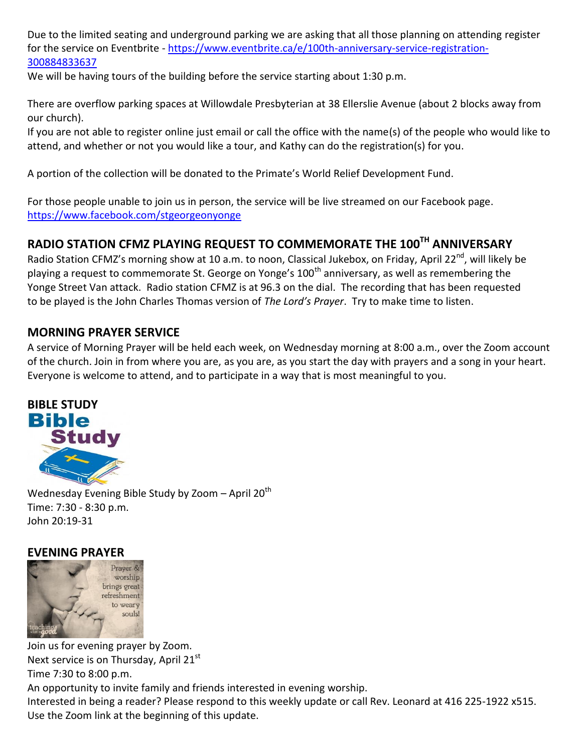Due to the limited seating and underground parking we are asking that all those planning on attending register for the service on Eventbrite - https://www.eventbrite.ca/e/100th-anniversary-service-registration-300884833637

We will be having tours of the building before the service starting about 1:30 p.m.

There are overflow parking spaces at Willowdale Presbyterian at 38 Ellerslie Avenue (about 2 blocks away from our church).

If you are not able to register online just email or call the office with the name(s) of the people who would like to attend, and whether or not you would like a tour, and Kathy can do the registration(s) for you.

A portion of the collection will be donated to the Primate's World Relief Development Fund.

For those people unable to join us in person, the service will be live streamed on our Facebook page. https://www.facebook.com/stgeorgeonyonge

## RADIO STATION CFMZ PLAYING REQUEST TO COMMEMORATE THE 100TH ANNIVERSARY

Radio Station CFMZ's morning show at 10 a.m. to noon, Classical Jukebox, on Friday, April 22nd, will likely be playing a request to commemorate St. George on Yonge's 100th anniversary, as well as remembering the Yonge Street Van attack. Radio station CFMZ is at 96.3 on the dial. The recording that has been requested to be played is the John Charles Thomas version of *The Lord's Prayer*. Try to make time to listen.

## MORNING PRAYER SERVICE

A service of Morning Prayer will be held each week, on Wednesday morning at 8:00 a.m., over the Zoom account of the church. Join in from where you are, as you are, as you start the day with prayers and a song in your heart. Everyone is welcome to attend, and to participate in a way that is most meaningful to you.

## BIBLE STUDY

Wednesday Evening Bible Study by Zoom – April 20th
Time: 7:30 - 8:30 p.m.
John 20:19-31

## EVENING PRAYER

Join us for evening prayer by Zoom.
Next service is on Thursday, April 21st
Time 7:30 to 8:00 p.m.
An opportunity to invite family and friends interested in evening worship.
Interested in being a reader? Please respond to this weekly update or call Rev. Leonard at 416 225-1922 x515.
Use the Zoom link at the beginning of this update.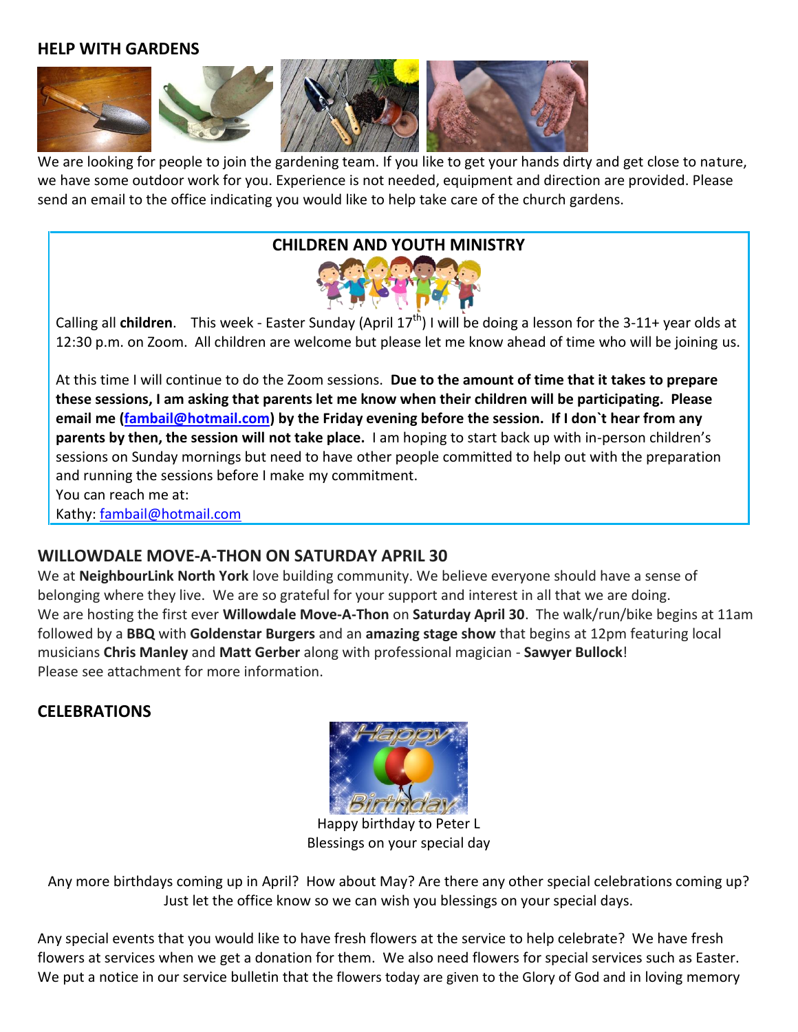## HELP WITH GARDENS

We are looking for people to join the gardening team. If you like to get your hands dirty and get close to nature, we have some outdoor work for you. Experience is not needed, equipment and direction are provided. Please send an email to the office indicating you would like to help take care of the church gardens.

## CHILDREN AND YOUTH MINISTRY

Calling all **children**. This week - Easter Sunday (April 17th) I will be doing a lesson for the 3-11+ year olds at 12:30 p.m. on Zoom. All children are welcome but please let me know ahead of time who will be joining us.

At this time I will continue to do the Zoom sessions. **Due to the amount of time that it takes to prepare these sessions, I am asking that parents let me know when their children will be participating. Please email me (fambail@hotmail.com) by the Friday evening before the session. If I don`t hear from any parents by then, the session will not take place.** I am hoping to start back up with in-person children's sessions on Sunday mornings but need to have other people committed to help out with the preparation and running the sessions before I make my commitment.
You can reach me at:
Kathy: fambail@hotmail.com

## WILLOWDALE MOVE-A-THON ON SATURDAY APRIL 30

We at **NeighbourLink North York** love building community. We believe everyone should have a sense of belonging where they live. We are so grateful for your support and interest in all that we are doing.
We are hosting the first ever **Willowdale Move-A-Thon** on **Saturday April 30**. The walk/run/bike begins at 11am followed by a **BBQ** with **Goldenstar Burgers** and an **amazing stage show** that begins at 12pm featuring local musicians **Chris Manley** and **Matt Gerber** along with professional magician - **Sawyer Bullock**!
Please see attachment for more information.

## CELEBRATIONS

Happy birthday to Peter L
Blessings on your special day

Any more birthdays coming up in April? How about May? Are there any other special celebrations coming up? Just let the office know so we can wish you blessings on your special days.

Any special events that you would like to have fresh flowers at the service to help celebrate? We have fresh flowers at services when we get a donation for them. We also need flowers for special services such as Easter. We put a notice in our service bulletin that the flowers today are given to the Glory of God and in loving memory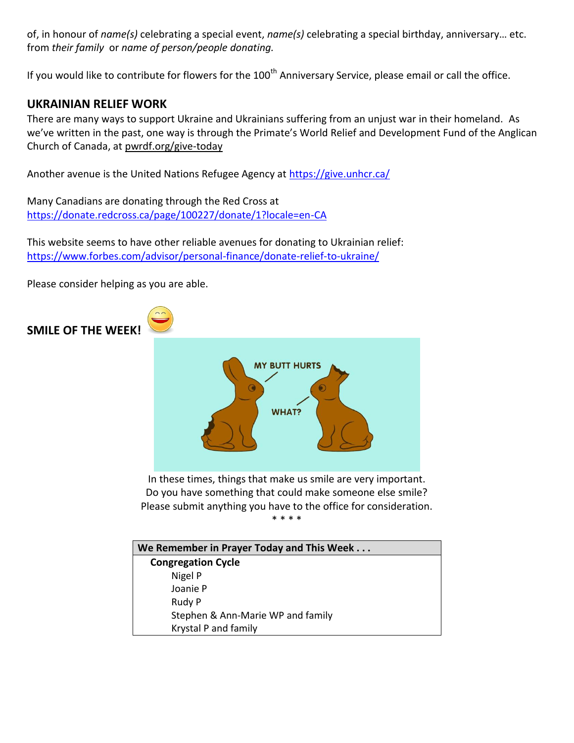of, in honour of *name(s)* celebrating a special event, *name(s)* celebrating a special birthday, anniversary… etc. from *their family* or *name of person/people donating.*

If you would like to contribute for flowers for the 100th Anniversary Service, please email or call the office.

## UKRAINIAN RELIEF WORK

There are many ways to support Ukraine and Ukrainians suffering from an unjust war in their homeland. As we've written in the past, one way is through the Primate's World Relief and Development Fund of the Anglican Church of Canada, at pwrdf.org/give-today

Another avenue is the United Nations Refugee Agency at https://give.unhcr.ca/

Many Canadians are donating through the Red Cross at https://donate.redcross.ca/page/100227/donate/1?locale=en-CA

This website seems to have other reliable avenues for donating to Ukrainian relief: https://www.forbes.com/advisor/personal-finance/donate-relief-to-ukraine/

Please consider helping as you are able.

## SMILE OF THE WEEK!

In these times, things that make us smile are very important.
Do you have something that could make someone else smile?
Please submit anything you have to the office for consideration.

\* \* \* \*

| We Remember in Prayer Today and This Week . . . |
|---|
| **Congregation Cycle** |
| Nigel P |
| Joanie P |
| Rudy P |
| Stephen & Ann-Marie WP and family |
| Krystal P and family |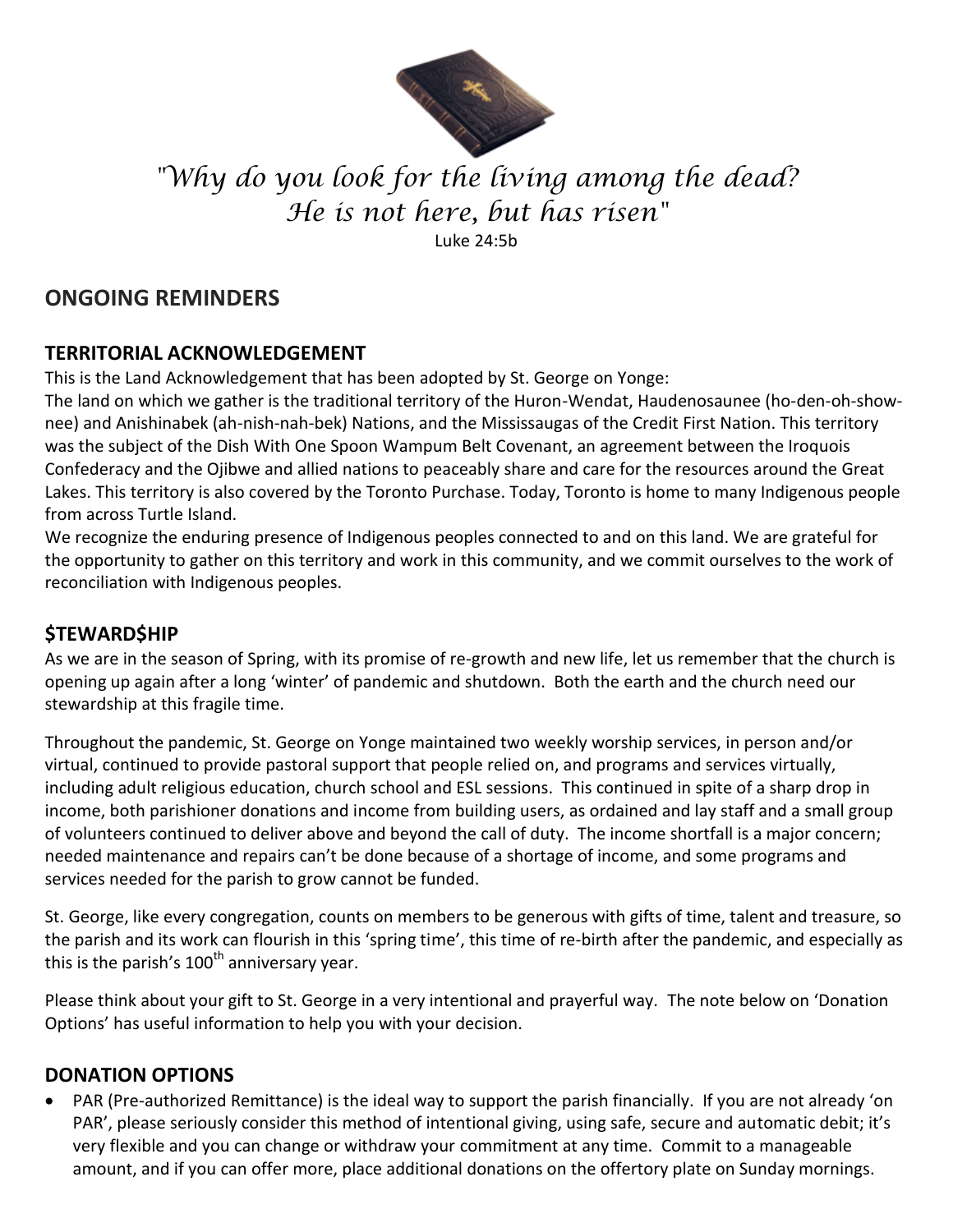*"Why do you look for the living among the dead?*
*He is not here, but has risen"*

Luke 24:5b

## ONGOING REMINDERS

### TERRITORIAL ACKNOWLEDGEMENT

This is the Land Acknowledgement that has been adopted by St. George on Yonge:

The land on which we gather is the traditional territory of the Huron-Wendat, Haudenosaunee (ho-den-oh-show-nee) and Anishinabek (ah-nish-nah-bek) Nations, and the Mississaugas of the Credit First Nation. This territory was the subject of the Dish With One Spoon Wampum Belt Covenant, an agreement between the Iroquois Confederacy and the Ojibwe and allied nations to peaceably share and care for the resources around the Great Lakes. This territory is also covered by the Toronto Purchase. Today, Toronto is home to many Indigenous people from across Turtle Island.

We recognize the enduring presence of Indigenous peoples connected to and on this land. We are grateful for the opportunity to gather on this territory and work in this community, and we commit ourselves to the work of reconciliation with Indigenous peoples.

### $TEWARD$HIP

As we are in the season of Spring, with its promise of re-growth and new life, let us remember that the church is opening up again after a long 'winter' of pandemic and shutdown. Both the earth and the church need our stewardship at this fragile time.

Throughout the pandemic, St. George on Yonge maintained two weekly worship services, in person and/or virtual, continued to provide pastoral support that people relied on, and programs and services virtually, including adult religious education, church school and ESL sessions. This continued in spite of a sharp drop in income, both parishioner donations and income from building users, as ordained and lay staff and a small group of volunteers continued to deliver above and beyond the call of duty. The income shortfall is a major concern; needed maintenance and repairs can't be done because of a shortage of income, and some programs and services needed for the parish to grow cannot be funded.

St. George, like every congregation, counts on members to be generous with gifts of time, talent and treasure, so the parish and its work can flourish in this 'spring time', this time of re-birth after the pandemic, and especially as this is the parish's 100th anniversary year.

Please think about your gift to St. George in a very intentional and prayerful way. The note below on 'Donation Options' has useful information to help you with your decision.

### DONATION OPTIONS

- PAR (Pre-authorized Remittance) is the ideal way to support the parish financially. If you are not already 'on PAR', please seriously consider this method of intentional giving, using safe, secure and automatic debit; it's very flexible and you can change or withdraw your commitment at any time. Commit to a manageable amount, and if you can offer more, place additional donations on the offertory plate on Sunday mornings.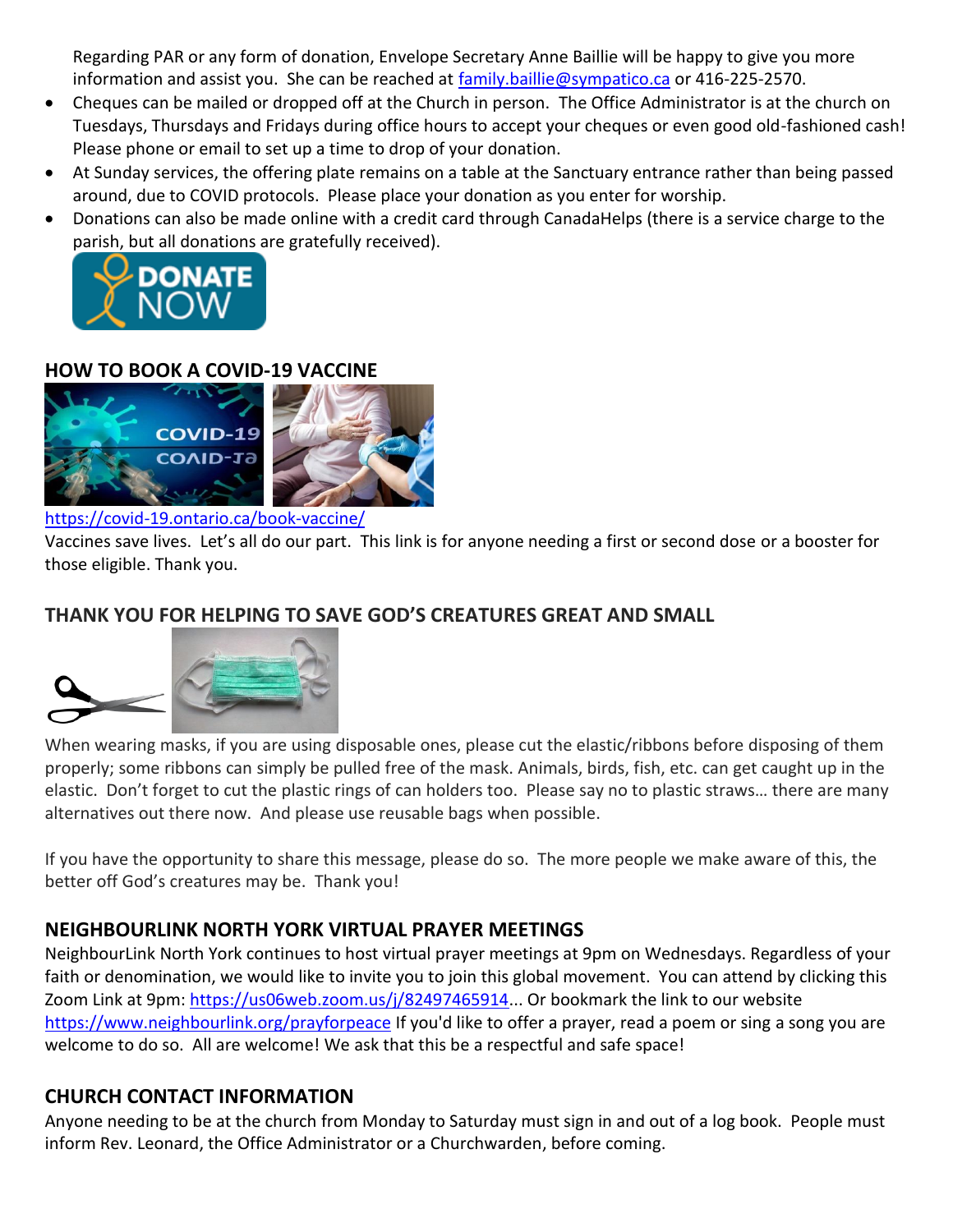Regarding PAR or any form of donation, Envelope Secretary Anne Baillie will be happy to give you more information and assist you. She can be reached at family.baillie@sympatico.ca or 416-225-2570.

- Cheques can be mailed or dropped off at the Church in person. The Office Administrator is at the church on Tuesdays, Thursdays and Fridays during office hours to accept your cheques or even good old-fashioned cash! Please phone or email to set up a time to drop of your donation.
- At Sunday services, the offering plate remains on a table at the Sanctuary entrance rather than being passed around, due to COVID protocols. Please place your donation as you enter for worship.
- Donations can also be made online with a credit card through CanadaHelps (there is a service charge to the parish, but all donations are gratefully received).

## HOW TO BOOK A COVID-19 VACCINE

https://covid-19.ontario.ca/book-vaccine/

Vaccines save lives. Let's all do our part. This link is for anyone needing a first or second dose or a booster for those eligible. Thank you.

## THANK YOU FOR HELPING TO SAVE GOD'S CREATURES GREAT AND SMALL

When wearing masks, if you are using disposable ones, please cut the elastic/ribbons before disposing of them properly; some ribbons can simply be pulled free of the mask. Animals, birds, fish, etc. can get caught up in the elastic. Don't forget to cut the plastic rings of can holders too. Please say no to plastic straws… there are many alternatives out there now. And please use reusable bags when possible.

If you have the opportunity to share this message, please do so. The more people we make aware of this, the better off God's creatures may be. Thank you!

## NEIGHBOURLINK NORTH YORK VIRTUAL PRAYER MEETINGS

NeighbourLink North York continues to host virtual prayer meetings at 9pm on Wednesdays. Regardless of your faith or denomination, we would like to invite you to join this global movement. You can attend by clicking this Zoom Link at 9pm: https://us06web.zoom.us/j/82497465914... Or bookmark the link to our website https://www.neighbourlink.org/prayforpeace If you'd like to offer a prayer, read a poem or sing a song you are welcome to do so. All are welcome! We ask that this be a respectful and safe space!

## CHURCH CONTACT INFORMATION

Anyone needing to be at the church from Monday to Saturday must sign in and out of a log book. People must inform Rev. Leonard, the Office Administrator or a Churchwarden, before coming.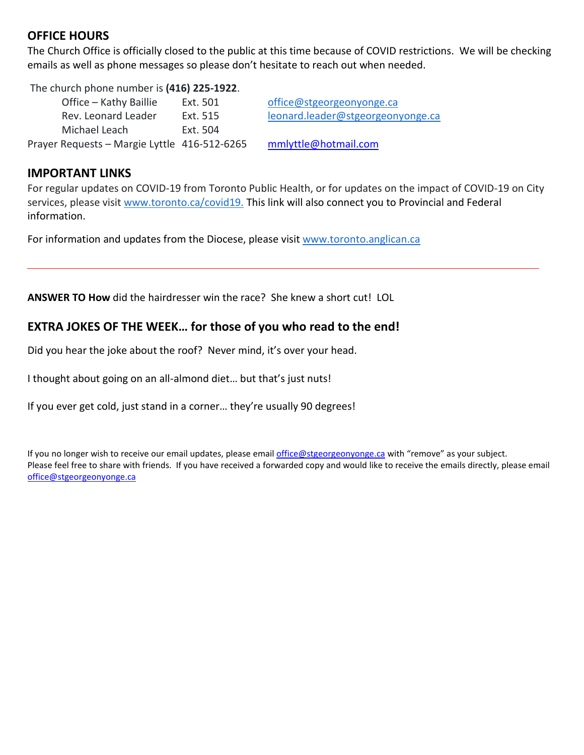## OFFICE HOURS

The Church Office is officially closed to the public at this time because of COVID restrictions. We will be checking emails as well as phone messages so please don't hesitate to reach out when needed.

The church phone number is **(416) 225-1922**.

| | | |
|---|---|---|
| Office – Kathy Baillie | Ext. 501 | office@stgeorgeonyonge.ca |
| Rev. Leonard Leader | Ext. 515 | leonard.leader@stgeorgeonyonge.ca |
| Michael Leach | Ext. 504 | |
| Prayer Requests – Margie Lyttle | 416-512-6265 | mmlyttle@hotmail.com |

## IMPORTANT LINKS

For regular updates on COVID-19 from Toronto Public Health, or for updates on the impact of COVID-19 on City services, please visit www.toronto.ca/covid19. This link will also connect you to Provincial and Federal information.

For information and updates from the Diocese, please visit www.toronto.anglican.ca

---

**ANSWER TO How** did the hairdresser win the race? She knew a short cut! LOL

## EXTRA JOKES OF THE WEEK… for those of you who read to the end!

Did you hear the joke about the roof? Never mind, it's over your head.

I thought about going on an all-almond diet… but that's just nuts!

If you ever get cold, just stand in a corner… they're usually 90 degrees!

If you no longer wish to receive our email updates, please email office@stgeorgeonyonge.ca with "remove" as your subject. Please feel free to share with friends. If you have received a forwarded copy and would like to receive the emails directly, please email office@stgeorgeonyonge.ca